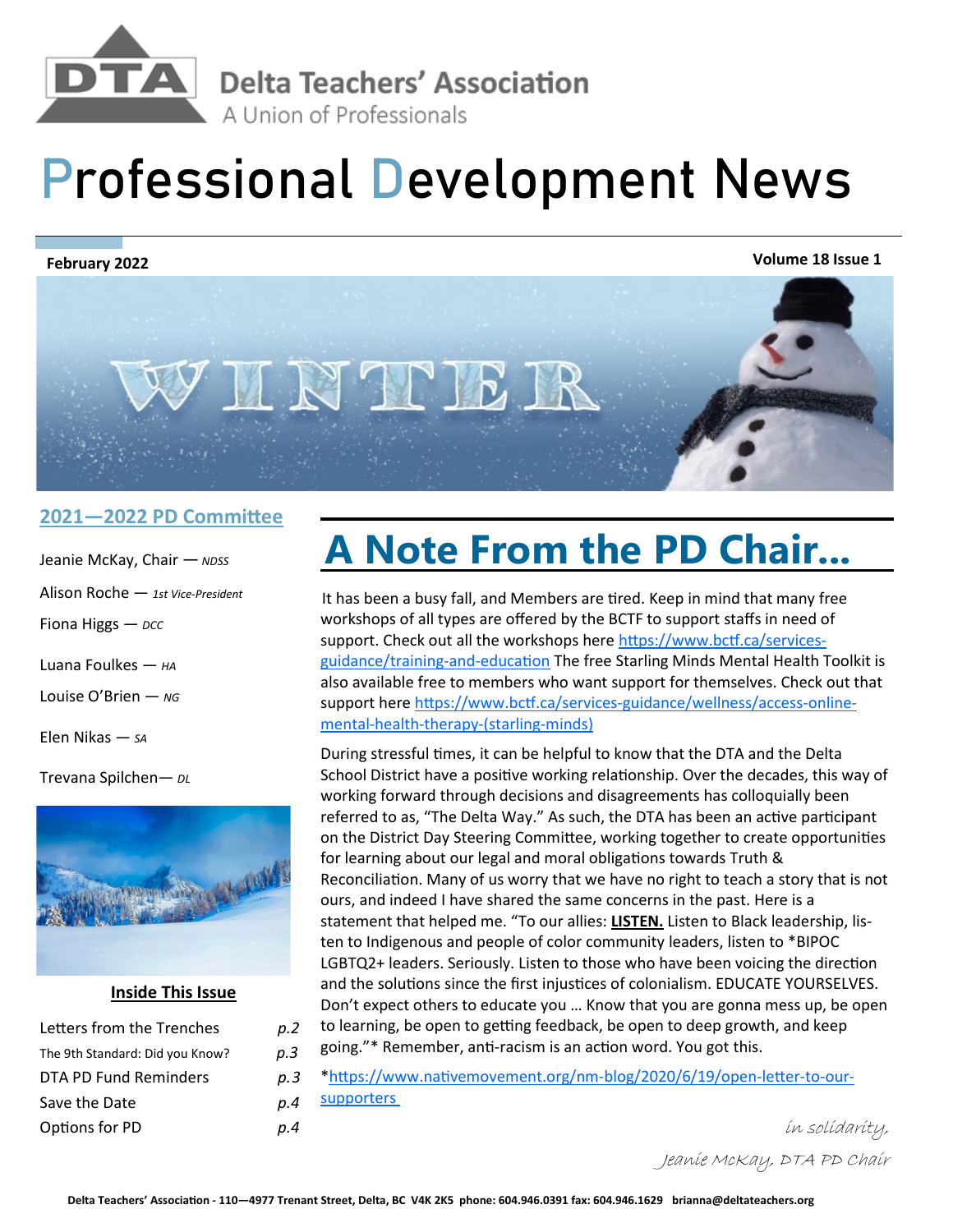Delta Teachers' Association

A Union of Professionals

# Professional Development News

**February 2022** **Volume 18 Issue 1**

WINTER

## 2021—2022 PD Committee

Jeanie McKay, Chair — *NDSS*

Alison Roche — *1st Vice-President*

Fiona Higgs — *DCC*

Luana Foulkes — *HA*

Louise O'Brien — *NG*

Elen Nikas — *SA*

Trevana Spilchen— *DL*

### Inside This Issue

| | |
|---|---|
| Letters from the Trenches | p.2 |
| The 9th Standard: Did you Know? | p.3 |
| DTA PD Fund Reminders | p.3 |
| Save the Date | p.4 |
| Options for PD | p.4 |

# A Note From the PD Chair...

It has been a busy fall, and Members are tired. Keep in mind that many free workshops of all types are offered by the BCTF to support staffs in need of support. Check out all the workshops here https://www.bctf.ca/services-guidance/training-and-education The free Starling Minds Mental Health Toolkit is also available free to members who want support for themselves. Check out that support here https://www.bctf.ca/services-guidance/wellness/access-online-mental-health-therapy-(starling-minds)

During stressful times, it can be helpful to know that the DTA and the Delta School District have a positive working relationship. Over the decades, this way of working forward through decisions and disagreements has colloquially been referred to as, "The Delta Way." As such, the DTA has been an active participant on the District Day Steering Committee, working together to create opportunities for learning about our legal and moral obligations towards Truth & Reconciliation. Many of us worry that we have no right to teach a story that is not ours, and indeed I have shared the same concerns in the past. Here is a statement that helped me. "To our allies: **LISTEN.** Listen to Black leadership, listen to Indigenous and people of color community leaders, listen to *BIPOC LGBTQ2+ leaders. Seriously. Listen to those who have been voicing the direction and the solutions since the first injustices of colonialism. EDUCATE YOURSELVES. Don't expect others to educate you … Know that you are gonna mess up, be open to learning, be open to getting feedback, be open to deep growth, and keep going."* Remember, anti-racism is an action word. You got this.

*https://www.nativemovement.org/nm-blog/2020/6/19/open-letter-to-our-supporters

*in solidarity,*

*Jeanie McKay, DTA PD Chair*

Delta Teachers' Association - 110—4977 Trenant Street, Delta, BC V4K 2K5 phone: 604.946.0391 fax: 604.946.1629 brianna@deltateachers.org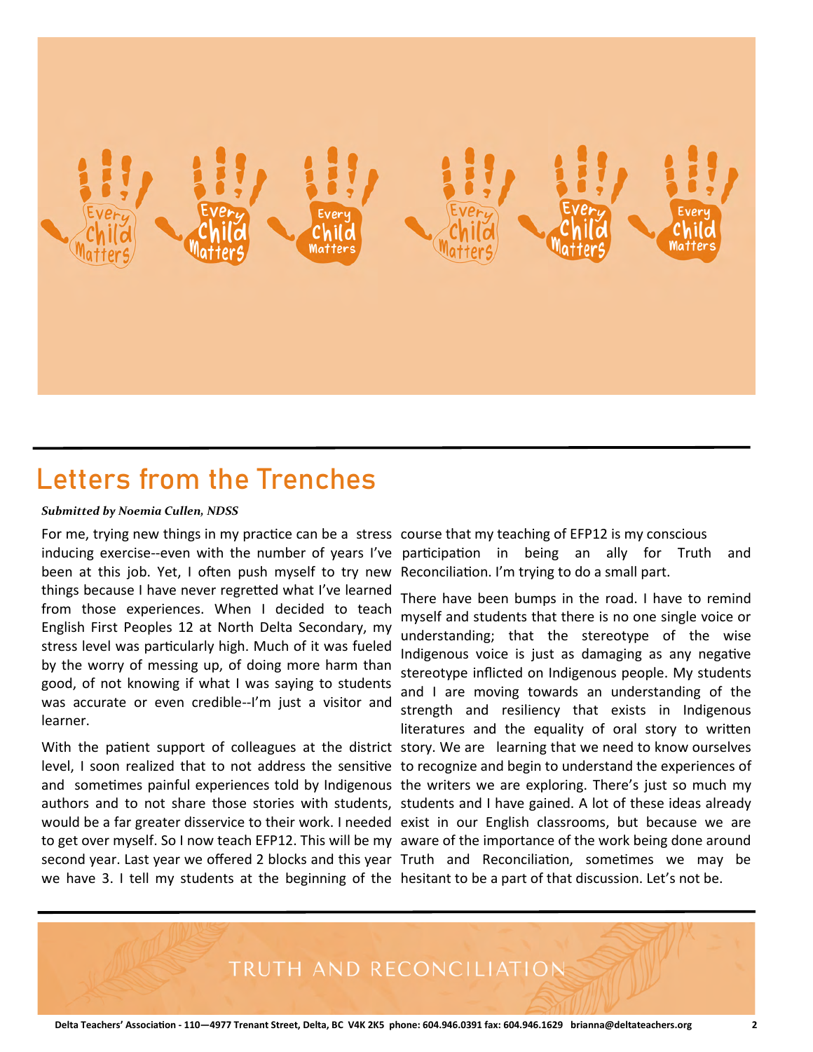## Letters from the Trenches

***Submitted by Noemia Cullen, NDSS***

For me, trying new things in my practice can be a stress inducing exercise--even with the number of years I've been at this job. Yet, I often push myself to try new things because I have never regretted what I've learned from those experiences. When I decided to teach English First Peoples 12 at North Delta Secondary, my stress level was particularly high. Much of it was fueled by the worry of messing up, of doing more harm than good, of not knowing if what I was saying to students was accurate or even credible--I'm just a visitor and learner.

With the patient support of colleagues at the district level, I soon realized that to not address the sensitive and sometimes painful experiences told by Indigenous authors and to not share those stories with students, would be a far greater disservice to their work. I needed to get over myself. So I now teach EFP12. This will be my second year. Last year we offered 2 blocks and this year we have 3. I tell my students at the beginning of the course that my teaching of EFP12 is my conscious participation in being an ally for Truth and Reconciliation. I'm trying to do a small part.

There have been bumps in the road. I have to remind myself and students that there is no one single voice or understanding; that the stereotype of the wise Indigenous voice is just as damaging as any negative stereotype inflicted on Indigenous people. My students and I are moving towards an understanding of the strength and resiliency that exists in Indigenous literatures and the equality of oral story to written story. We are learning that we need to know ourselves to recognize and begin to understand the experiences of the writers we are exploring. There's just so much my students and I have gained. A lot of these ideas already exist in our English classrooms, but because we are aware of the importance of the work being done around Truth and Reconciliation, sometimes we may be hesitant to be a part of that discussion. Let's not be.

TRUTH AND RECONCILIATION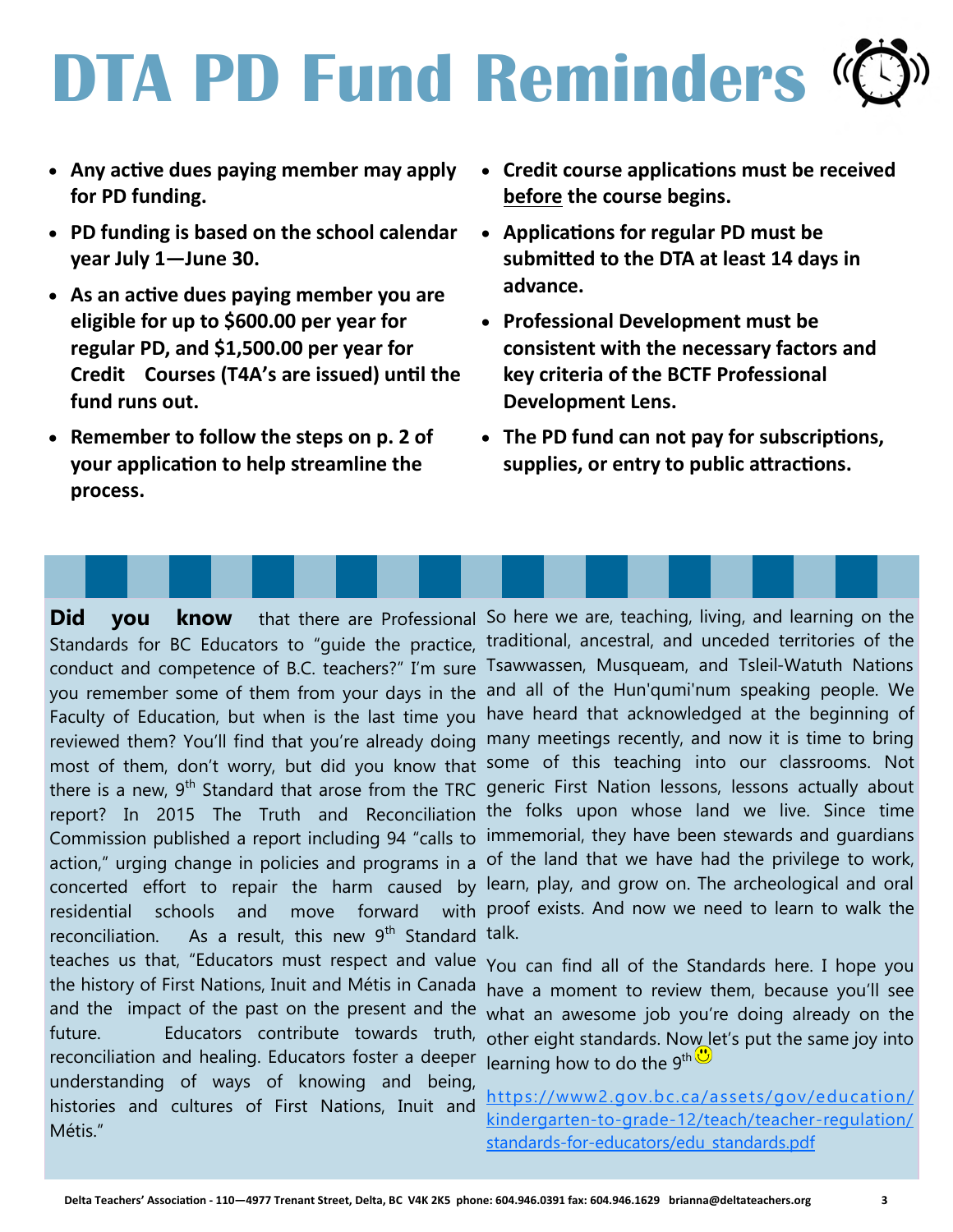# DTA PD Fund Reminders

- **Any active dues paying member may apply for PD funding.**
- **PD funding is based on the school calendar year July 1—June 30.**
- **As an active dues paying member you are eligible for up to $600.00 per year for regular PD, and $1,500.00 per year for Credit Courses (T4A's are issued) until the fund runs out.**
- **Remember to follow the steps on p. 2 of your application to help streamline the process.**
- **Credit course applications must be received before the course begins.**
- **Applications for regular PD must be submitted to the DTA at least 14 days in advance.**
- **Professional Development must be consistent with the necessary factors and key criteria of the BCTF Professional Development Lens.**
- **The PD fund can not pay for subscriptions, supplies, or entry to public attractions.**

**Did you know** that there are Professional Standards for BC Educators to "guide the practice, conduct and competence of B.C. teachers?" I'm sure you remember some of them from your days in the Faculty of Education, but when is the last time you reviewed them? You'll find that you're already doing most of them, don't worry, but did you know that there is a new, 9th Standard that arose from the TRC report? In 2015 The Truth and Reconciliation Commission published a report including 94 "calls to action," urging change in policies and programs in a concerted effort to repair the harm caused by residential schools and move forward with reconciliation. As a result, this new 9th Standard teaches us that, "Educators must respect and value the history of First Nations, Inuit and Métis in Canada and the impact of the past on the present and the future. Educators contribute towards truth, reconciliation and healing. Educators foster a deeper understanding of ways of knowing and being, histories and cultures of First Nations, Inuit and Métis."

So here we are, teaching, living, and learning on the traditional, ancestral, and unceded territories of the Tsawwassen, Musqueam, and Tsleil-Watuth Nations and all of the Hun'qumi'num speaking people. We have heard that acknowledged at the beginning of many meetings recently, and now it is time to bring some of this teaching into our classrooms. Not generic First Nation lessons, lessons actually about the folks upon whose land we live. Since time immemorial, they have been stewards and guardians of the land that we have had the privilege to work, learn, play, and grow on. The archeological and oral proof exists. And now we need to learn to walk the talk.

You can find all of the Standards here. I hope you have a moment to review them, because you'll see what an awesome job you're doing already on the other eight standards. Now let's put the same joy into learning how to do the 9th ☺

https://www2.gov.bc.ca/assets/gov/education/kindergarten-to-grade-12/teach/teacher-regulation/standards-for-educators/edu_standards.pdf

Delta Teachers' Association - 110—4977 Trenant Street, Delta, BC V4K 2K5 phone: 604.946.0391 fax: 604.946.1629 brianna@deltateachers.org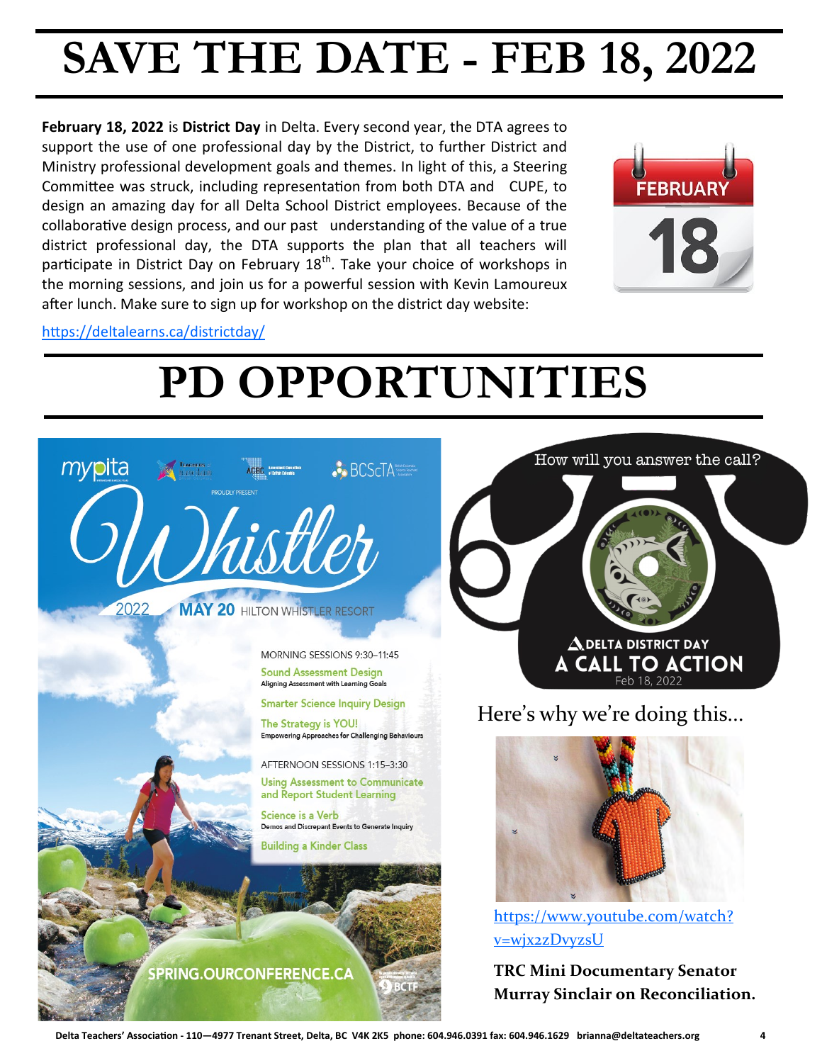# SAVE THE DATE - FEB 18, 2022

**February 18, 2022** is **District Day** in Delta. Every second year, the DTA agrees to support the use of one professional day by the District, to further District and Ministry professional development goals and themes. In light of this, a Steering Committee was struck, including representation from both DTA and CUPE, to design an amazing day for all Delta School District employees. Because of the collaborative design process, and our past understanding of the value of a true district professional day, the DTA supports the plan that all teachers will participate in District Day on February 18th. Take your choice of workshops in the morning sessions, and join us for a powerful session with Kevin Lamoureux after lunch. Make sure to sign up for workshop on the district day website:

https://deltalearns.ca/districtday/

# PD OPPORTUNITIES

mypita | BCScTA

PROUDLY PRESENT

**Whistler**

2022 **MAY 20** HILTON WHISTLER RESORT

MORNING SESSIONS 9:30–11:45

Sound Assessment Design
Aligning Assessment with Learning Goals

Smarter Science Inquiry Design

The Strategy is YOU!
Empowering Approaches for Challenging Behaviours

AFTERNOON SESSIONS 1:15–3:30

Using Assessment to Communicate and Report Student Learning

Science is a Verb
Demos and Discrepant Events to Generate Inquiry

Building a Kinder Class

SPRING.OURCONFERENCE.CA

How will you answer the call?

DELTA DISTRICT DAY
A CALL TO ACTION
Feb 18, 2022

Here's why we're doing this...

https://www.youtube.com/watch?v=wjx2zDvyzsU

**TRC Mini Documentary Senator Murray Sinclair on Reconciliation.**